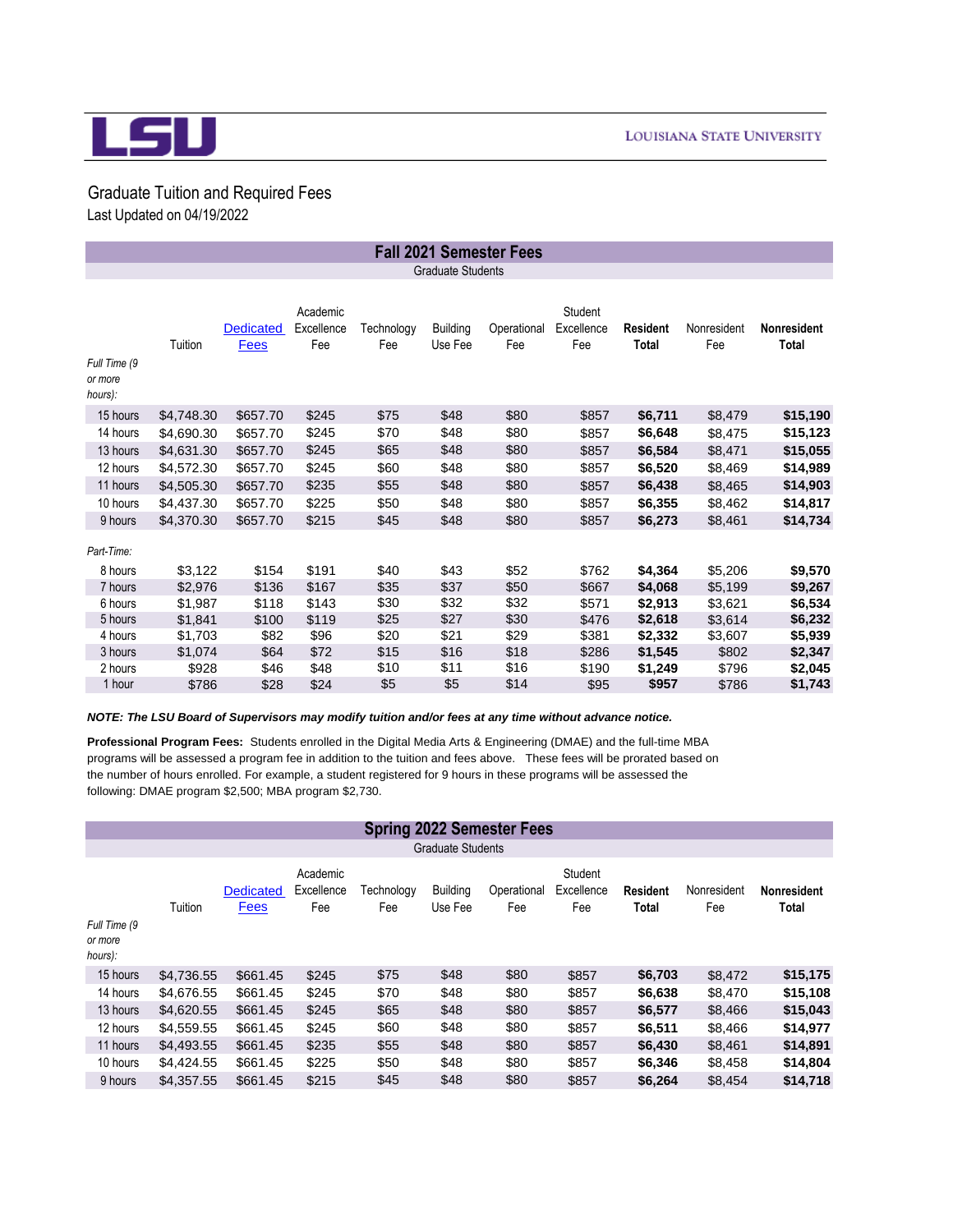LSU — LOUISIANA STATE UNIVERSITY

# Graduate Tuition and Required Fees

Last Updated on 04/19/2022

## Fall 2021 Semester Fees

Graduate Students

| | Tuition | Dedicated Fees | Academic Excellence Fee | Technology Fee | Building Use Fee | Operational Fee | Student Excellence Fee | **Resident Total** | Nonresident Fee | **Nonresident Total** |
|---|---|---|---|---|---|---|---|---|---|---|
| *Full Time (9 or more hours):* | | | | | | | | | | |
| 15 hours | $4,748.30 | $657.70 | $245 | $75 | $48 | $80 | $857 | **$6,711** | $8,479 | **$15,190** |
| 14 hours | $4,690.30 | $657.70 | $245 | $70 | $48 | $80 | $857 | **$6,648** | $8,475 | **$15,123** |
| 13 hours | $4,631.30 | $657.70 | $245 | $65 | $48 | $80 | $857 | **$6,584** | $8,471 | **$15,055** |
| 12 hours | $4,572.30 | $657.70 | $245 | $60 | $48 | $80 | $857 | **$6,520** | $8,469 | **$14,989** |
| 11 hours | $4,505.30 | $657.70 | $235 | $55 | $48 | $80 | $857 | **$6,438** | $8,465 | **$14,903** |
| 10 hours | $4,437.30 | $657.70 | $225 | $50 | $48 | $80 | $857 | **$6,355** | $8,462 | **$14,817** |
| 9 hours | $4,370.30 | $657.70 | $215 | $45 | $48 | $80 | $857 | **$6,273** | $8,461 | **$14,734** |
| *Part-Time:* | | | | | | | | | | |
| 8 hours | $3,122 | $154 | $191 | $40 | $43 | $52 | $762 | **$4,364** | $5,206 | **$9,570** |
| 7 hours | $2,976 | $136 | $167 | $35 | $37 | $50 | $667 | **$4,068** | $5,199 | **$9,267** |
| 6 hours | $1,987 | $118 | $143 | $30 | $32 | $32 | $571 | **$2,913** | $3,621 | **$6,534** |
| 5 hours | $1,841 | $100 | $119 | $25 | $27 | $30 | $476 | **$2,618** | $3,614 | **$6,232** |
| 4 hours | $1,703 | $82 | $96 | $20 | $21 | $29 | $381 | **$2,332** | $3,607 | **$5,939** |
| 3 hours | $1,074 | $64 | $72 | $15 | $16 | $18 | $286 | **$1,545** | $802 | **$2,347** |
| 2 hours | $928 | $46 | $48 | $10 | $11 | $16 | $190 | **$1,249** | $796 | **$2,045** |
| 1 hour | $786 | $28 | $24 | $5 | $5 | $14 | $95 | **$957** | $786 | **$1,743** |

***NOTE: The LSU Board of Supervisors may modify tuition and/or fees at any time without advance notice.***

**Professional Program Fees:** Students enrolled in the Digital Media Arts & Engineering (DMAE) and the full-time MBA programs will be assessed a program fee in addition to the tuition and fees above. These fees will be prorated based on the number of hours enrolled. For example, a student registered for 9 hours in these programs will be assessed the following: DMAE program $2,500; MBA program $2,730.

## Spring 2022 Semester Fees

Graduate Students

| | Tuition | Dedicated Fees | Academic Excellence Fee | Technology Fee | Building Use Fee | Operational Fee | Student Excellence Fee | **Resident Total** | Nonresident Fee | **Nonresident Total** |
|---|---|---|---|---|---|---|---|---|---|---|
| *Full Time (9 or more hours):* | | | | | | | | | | |
| 15 hours | $4,736.55 | $661.45 | $245 | $75 | $48 | $80 | $857 | **$6,703** | $8,472 | **$15,175** |
| 14 hours | $4,676.55 | $661.45 | $245 | $70 | $48 | $80 | $857 | **$6,638** | $8,470 | **$15,108** |
| 13 hours | $4,620.55 | $661.45 | $245 | $65 | $48 | $80 | $857 | **$6,577** | $8,466 | **$15,043** |
| 12 hours | $4,559.55 | $661.45 | $245 | $60 | $48 | $80 | $857 | **$6,511** | $8,466 | **$14,977** |
| 11 hours | $4,493.55 | $661.45 | $235 | $55 | $48 | $80 | $857 | **$6,430** | $8,461 | **$14,891** |
| 10 hours | $4,424.55 | $661.45 | $225 | $50 | $48 | $80 | $857 | **$6,346** | $8,458 | **$14,804** |
| 9 hours | $4,357.55 | $661.45 | $215 | $45 | $48 | $80 | $857 | **$6,264** | $8,454 | **$14,718** |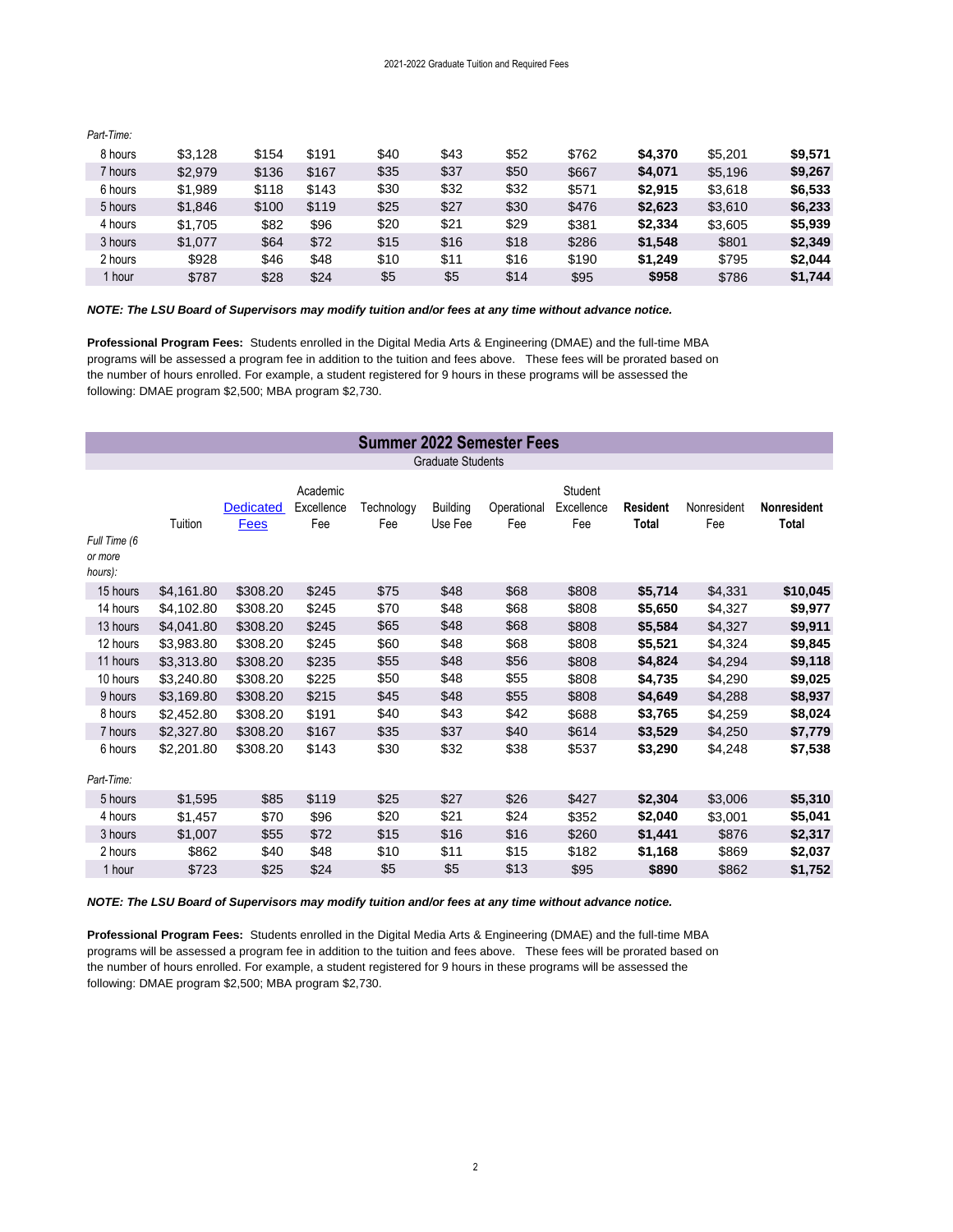Part-Time:

| | | | | | | | | | | |
|---|---|---|---|---|---|---|---|---|---|---|
| 8 hours | $3,128 | $154 | $191 | $40 | $43 | $52 | $762 | **$4,370** | $5,201 | **$9,571** |
| 7 hours | $2,979 | $136 | $167 | $35 | $37 | $50 | $667 | **$4,071** | $5,196 | **$9,267** |
| 6 hours | $1,989 | $118 | $143 | $30 | $32 | $32 | $571 | **$2,915** | $3,618 | **$6,533** |
| 5 hours | $1,846 | $100 | $119 | $25 | $27 | $30 | $476 | **$2,623** | $3,610 | **$6,233** |
| 4 hours | $1,705 | $82 | $96 | $20 | $21 | $29 | $381 | **$2,334** | $3,605 | **$5,939** |
| 3 hours | $1,077 | $64 | $72 | $15 | $16 | $18 | $286 | **$1,548** | $801 | **$2,349** |
| 2 hours | $928 | $46 | $48 | $10 | $11 | $16 | $190 | **$1,249** | $795 | **$2,044** |
| 1 hour | $787 | $28 | $24 | $5 | $5 | $14 | $95 | **$958** | $786 | **$1,744** |

***NOTE: The LSU Board of Supervisors may modify tuition and/or fees at any time without advance notice.***

**Professional Program Fees:** Students enrolled in the Digital Media Arts & Engineering (DMAE) and the full-time MBA programs will be assessed a program fee in addition to the tuition and fees above. These fees will be prorated based on the number of hours enrolled. For example, a student registered for 9 hours in these programs will be assessed the following: DMAE program $2,500; MBA program $2,730.

## Summer 2022 Semester Fees

Graduate Students

| | Tuition | Dedicated Fees | Academic Excellence Fee | Technology Fee | Building Use Fee | Operational Fee | Student Excellence Fee | **Resident Total** | Nonresident Fee | **Nonresident Total** |
|---|---|---|---|---|---|---|---|---|---|---|
| *Full Time (6 or more hours):* | | | | | | | | | | |
| 15 hours | $4,161.80 | $308.20 | $245 | $75 | $48 | $68 | $808 | **$5,714** | $4,331 | **$10,045** |
| 14 hours | $4,102.80 | $308.20 | $245 | $70 | $48 | $68 | $808 | **$5,650** | $4,327 | **$9,977** |
| 13 hours | $4,041.80 | $308.20 | $245 | $65 | $48 | $68 | $808 | **$5,584** | $4,327 | **$9,911** |
| 12 hours | $3,983.80 | $308.20 | $245 | $60 | $48 | $68 | $808 | **$5,521** | $4,324 | **$9,845** |
| 11 hours | $3,313.80 | $308.20 | $235 | $55 | $48 | $56 | $808 | **$4,824** | $4,294 | **$9,118** |
| 10 hours | $3,240.80 | $308.20 | $225 | $50 | $48 | $55 | $808 | **$4,735** | $4,290 | **$9,025** |
| 9 hours | $3,169.80 | $308.20 | $215 | $45 | $48 | $55 | $808 | **$4,649** | $4,288 | **$8,937** |
| 8 hours | $2,452.80 | $308.20 | $191 | $40 | $43 | $42 | $688 | **$3,765** | $4,259 | **$8,024** |
| 7 hours | $2,327.80 | $308.20 | $167 | $35 | $37 | $40 | $614 | **$3,529** | $4,250 | **$7,779** |
| 6 hours | $2,201.80 | $308.20 | $143 | $30 | $32 | $38 | $537 | **$3,290** | $4,248 | **$7,538** |
| *Part-Time:* | | | | | | | | | | |
| 5 hours | $1,595 | $85 | $119 | $25 | $27 | $26 | $427 | **$2,304** | $3,006 | **$5,310** |
| 4 hours | $1,457 | $70 | $96 | $20 | $21 | $24 | $352 | **$2,040** | $3,001 | **$5,041** |
| 3 hours | $1,007 | $55 | $72 | $15 | $16 | $16 | $260 | **$1,441** | $876 | **$2,317** |
| 2 hours | $862 | $40 | $48 | $10 | $11 | $15 | $182 | **$1,168** | $869 | **$2,037** |
| 1 hour | $723 | $25 | $24 | $5 | $5 | $13 | $95 | **$890** | $862 | **$1,752** |

***NOTE: The LSU Board of Supervisors may modify tuition and/or fees at any time without advance notice.***

**Professional Program Fees:** Students enrolled in the Digital Media Arts & Engineering (DMAE) and the full-time MBA programs will be assessed a program fee in addition to the tuition and fees above. These fees will be prorated based on the number of hours enrolled. For example, a student registered for 9 hours in these programs will be assessed the following: DMAE program $2,500; MBA program $2,730.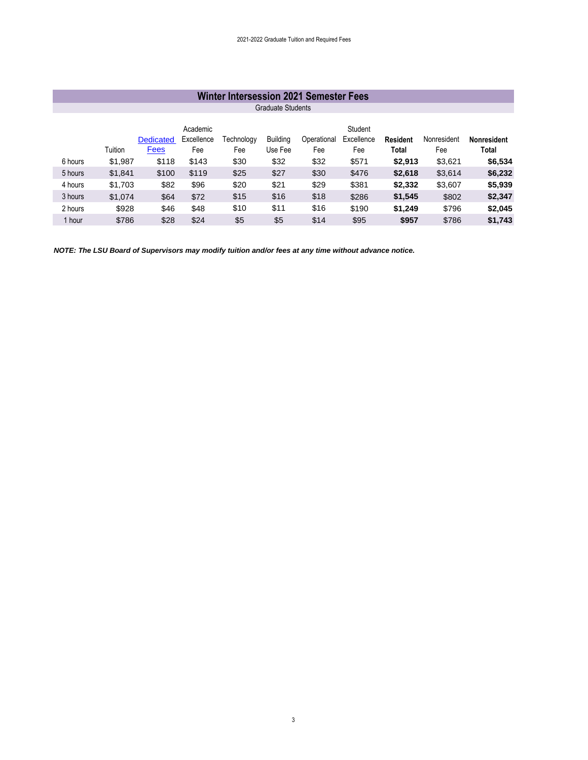## Winter Intersession 2021 Semester Fees

Graduate Students

| | Tuition | Dedicated Fees | Academic Excellence Fee | Technology Fee | Building Use Fee | Operational Fee | Student Excellence Fee | **Resident Total** | Nonresident Fee | **Nonresident Total** |
|---|---|---|---|---|---|---|---|---|---|---|
| 6 hours | $1,987 | $118 | $143 | $30 | $32 | $32 | $571 | **$2,913** | $3,621 | **$6,534** |
| 5 hours | $1,841 | $100 | $119 | $25 | $27 | $30 | $476 | **$2,618** | $3,614 | **$6,232** |
| 4 hours | $1,703 | $82 | $96 | $20 | $21 | $29 | $381 | **$2,332** | $3,607 | **$5,939** |
| 3 hours | $1,074 | $64 | $72 | $15 | $16 | $18 | $286 | **$1,545** | $802 | **$2,347** |
| 2 hours | $928 | $46 | $48 | $10 | $11 | $16 | $190 | **$1,249** | $796 | **$2,045** |
| 1 hour | $786 | $28 | $24 | $5 | $5 | $14 | $95 | **$957** | $786 | **$1,743** |

***NOTE: The LSU Board of Supervisors may modify tuition and/or fees at any time without advance notice.***